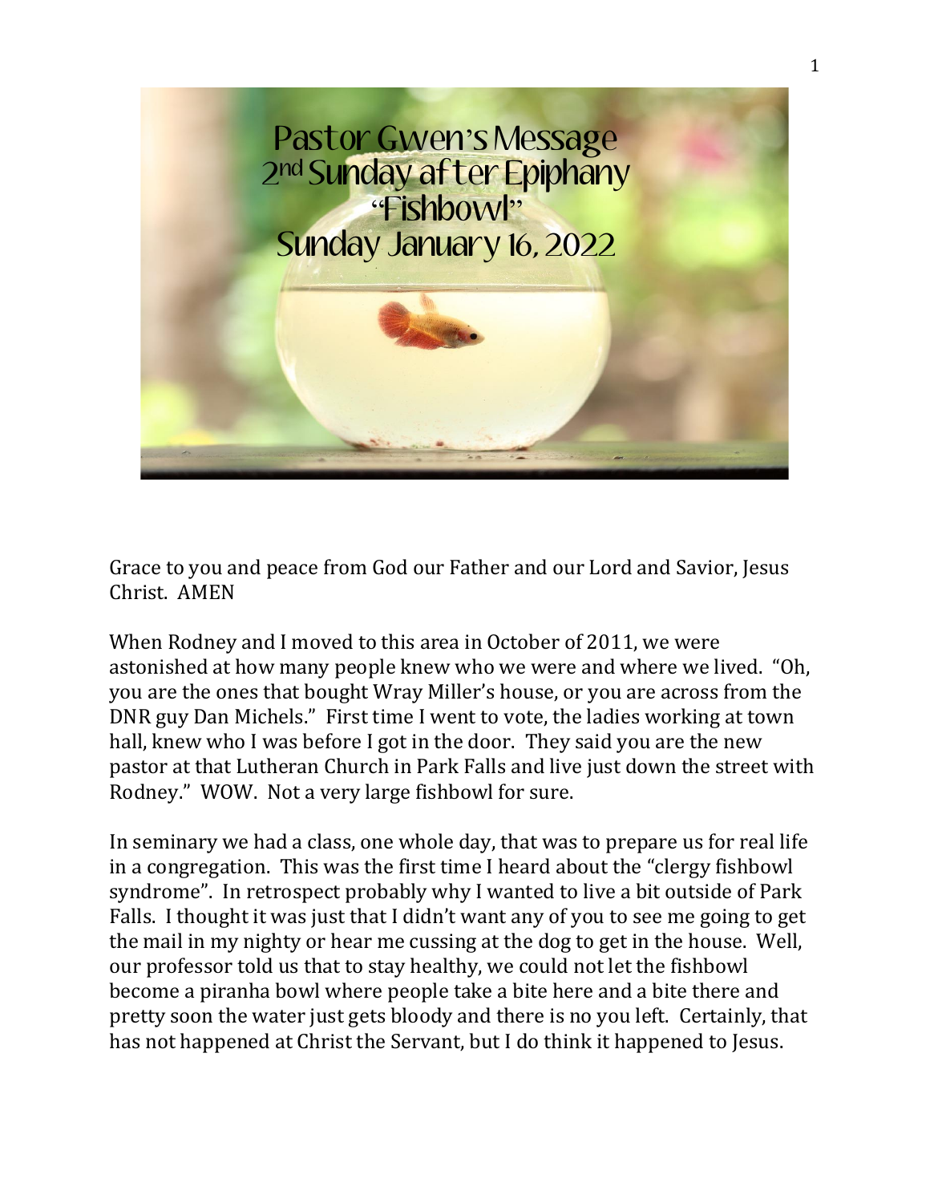# Pastor Gwen's Message
## 2nd Sunday after Epiphany
## "Fishbowl"
## Sunday January 16, 2022

Grace to you and peace from God our Father and our Lord and Savior, Jesus Christ. AMEN

When Rodney and I moved to this area in October of 2011, we were astonished at how many people knew who we were and where we lived. "Oh, you are the ones that bought Wray Miller's house, or you are across from the DNR guy Dan Michels." First time I went to vote, the ladies working at town hall, knew who I was before I got in the door. They said you are the new pastor at that Lutheran Church in Park Falls and live just down the street with Rodney." WOW. Not a very large fishbowl for sure.

In seminary we had a class, one whole day, that was to prepare us for real life in a congregation. This was the first time I heard about the "clergy fishbowl syndrome". In retrospect probably why I wanted to live a bit outside of Park Falls. I thought it was just that I didn't want any of you to see me going to get the mail in my nighty or hear me cussing at the dog to get in the house. Well, our professor told us that to stay healthy, we could not let the fishbowl become a piranha bowl where people take a bite here and a bite there and pretty soon the water just gets bloody and there is no you left. Certainly, that has not happened at Christ the Servant, but I do think it happened to Jesus.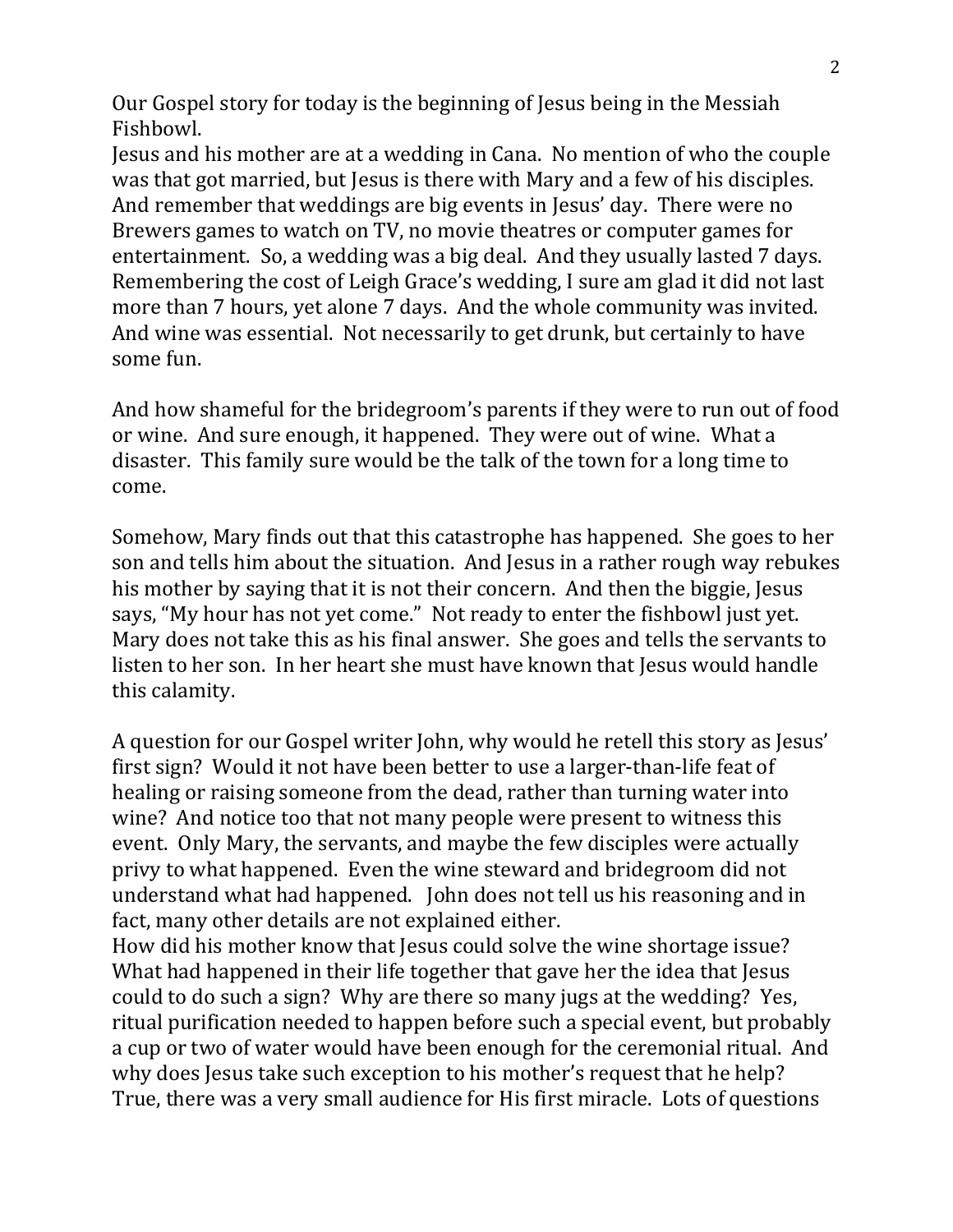Our Gospel story for today is the beginning of Jesus being in the Messiah Fishbowl.
Jesus and his mother are at a wedding in Cana. No mention of who the couple was that got married, but Jesus is there with Mary and a few of his disciples. And remember that weddings are big events in Jesus' day. There were no Brewers games to watch on TV, no movie theatres or computer games for entertainment. So, a wedding was a big deal. And they usually lasted 7 days. Remembering the cost of Leigh Grace's wedding, I sure am glad it did not last more than 7 hours, yet alone 7 days. And the whole community was invited. And wine was essential. Not necessarily to get drunk, but certainly to have some fun.

And how shameful for the bridegroom's parents if they were to run out of food or wine. And sure enough, it happened. They were out of wine. What a disaster. This family sure would be the talk of the town for a long time to come.

Somehow, Mary finds out that this catastrophe has happened. She goes to her son and tells him about the situation. And Jesus in a rather rough way rebukes his mother by saying that it is not their concern. And then the biggie, Jesus says, "My hour has not yet come." Not ready to enter the fishbowl just yet. Mary does not take this as his final answer. She goes and tells the servants to listen to her son. In her heart she must have known that Jesus would handle this calamity.

A question for our Gospel writer John, why would he retell this story as Jesus' first sign? Would it not have been better to use a larger-than-life feat of healing or raising someone from the dead, rather than turning water into wine? And notice too that not many people were present to witness this event. Only Mary, the servants, and maybe the few disciples were actually privy to what happened. Even the wine steward and bridegroom did not understand what had happened. John does not tell us his reasoning and in fact, many other details are not explained either.
How did his mother know that Jesus could solve the wine shortage issue? What had happened in their life together that gave her the idea that Jesus could to do such a sign? Why are there so many jugs at the wedding? Yes, ritual purification needed to happen before such a special event, but probably a cup or two of water would have been enough for the ceremonial ritual. And why does Jesus take such exception to his mother's request that he help? True, there was a very small audience for His first miracle. Lots of questions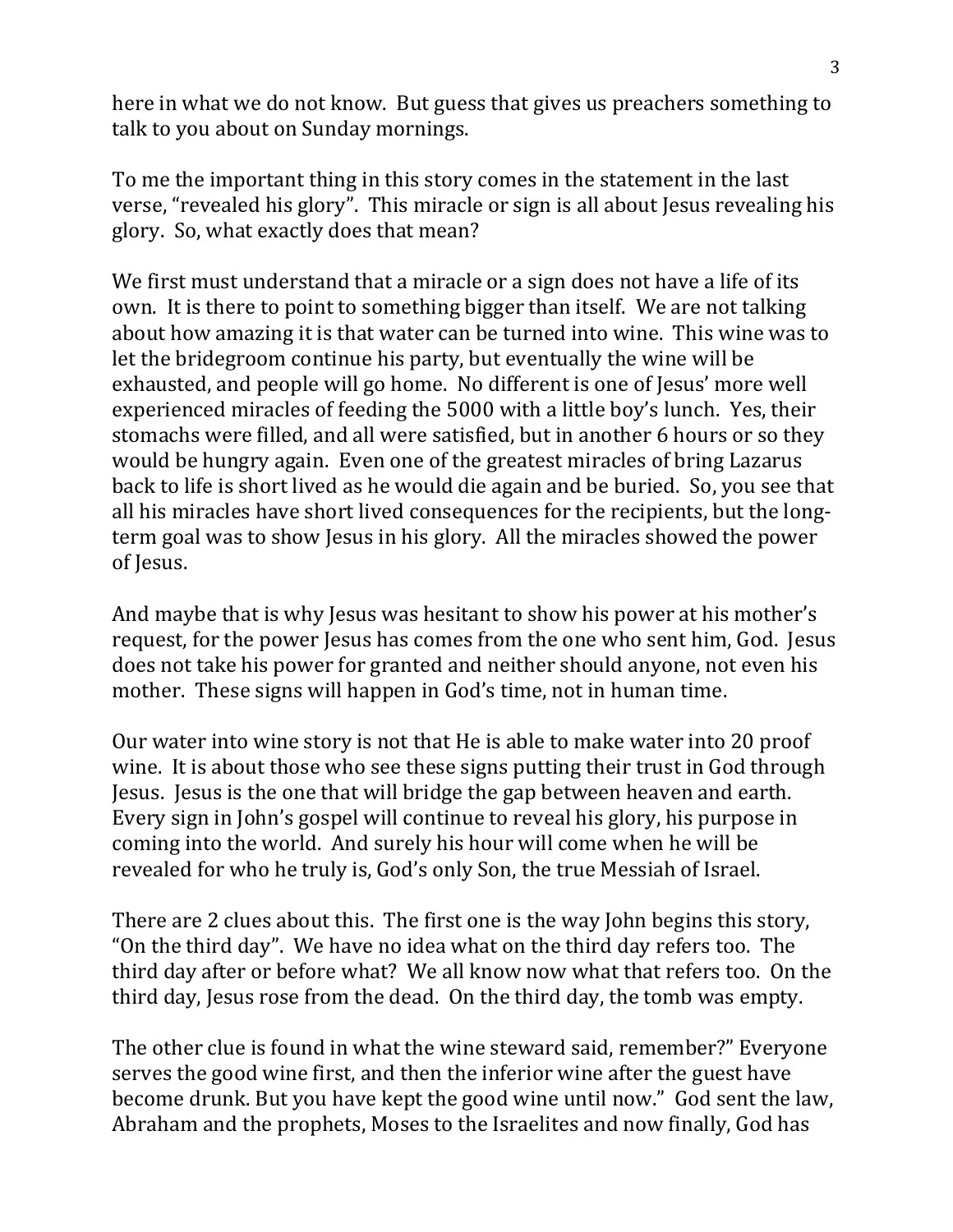here in what we do not know. But guess that gives us preachers something to talk to you about on Sunday mornings.

To me the important thing in this story comes in the statement in the last verse, "revealed his glory". This miracle or sign is all about Jesus revealing his glory. So, what exactly does that mean?

We first must understand that a miracle or a sign does not have a life of its own. It is there to point to something bigger than itself. We are not talking about how amazing it is that water can be turned into wine. This wine was to let the bridegroom continue his party, but eventually the wine will be exhausted, and people will go home. No different is one of Jesus' more well experienced miracles of feeding the 5000 with a little boy's lunch. Yes, their stomachs were filled, and all were satisfied, but in another 6 hours or so they would be hungry again. Even one of the greatest miracles of bring Lazarus back to life is short lived as he would die again and be buried. So, you see that all his miracles have short lived consequences for the recipients, but the long-term goal was to show Jesus in his glory. All the miracles showed the power of Jesus.

And maybe that is why Jesus was hesitant to show his power at his mother's request, for the power Jesus has comes from the one who sent him, God. Jesus does not take his power for granted and neither should anyone, not even his mother. These signs will happen in God's time, not in human time.

Our water into wine story is not that He is able to make water into 20 proof wine. It is about those who see these signs putting their trust in God through Jesus. Jesus is the one that will bridge the gap between heaven and earth. Every sign in John's gospel will continue to reveal his glory, his purpose in coming into the world. And surely his hour will come when he will be revealed for who he truly is, God's only Son, the true Messiah of Israel.

There are 2 clues about this. The first one is the way John begins this story, "On the third day". We have no idea what on the third day refers too. The third day after or before what? We all know now what that refers too. On the third day, Jesus rose from the dead. On the third day, the tomb was empty.

The other clue is found in what the wine steward said, remember?" Everyone serves the good wine first, and then the inferior wine after the guest have become drunk. But you have kept the good wine until now." God sent the law, Abraham and the prophets, Moses to the Israelites and now finally, God has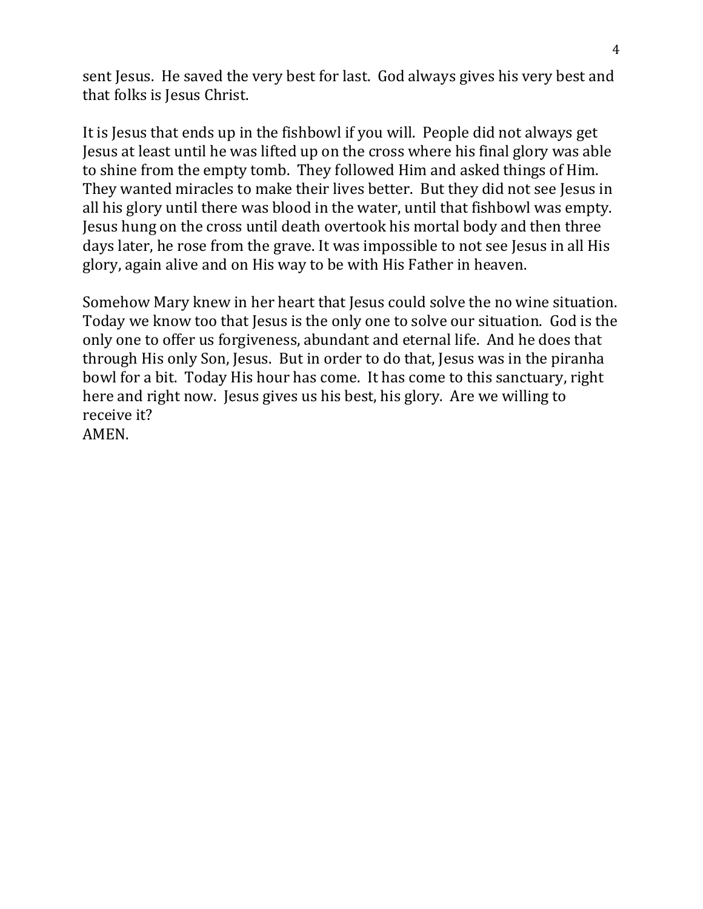sent Jesus. He saved the very best for last. God always gives his very best and that folks is Jesus Christ.

It is Jesus that ends up in the fishbowl if you will. People did not always get Jesus at least until he was lifted up on the cross where his final glory was able to shine from the empty tomb. They followed Him and asked things of Him. They wanted miracles to make their lives better. But they did not see Jesus in all his glory until there was blood in the water, until that fishbowl was empty. Jesus hung on the cross until death overtook his mortal body and then three days later, he rose from the grave. It was impossible to not see Jesus in all His glory, again alive and on His way to be with His Father in heaven.

Somehow Mary knew in her heart that Jesus could solve the no wine situation. Today we know too that Jesus is the only one to solve our situation. God is the only one to offer us forgiveness, abundant and eternal life. And he does that through His only Son, Jesus. But in order to do that, Jesus was in the piranha bowl for a bit. Today His hour has come. It has come to this sanctuary, right here and right now. Jesus gives us his best, his glory. Are we willing to receive it?
AMEN.